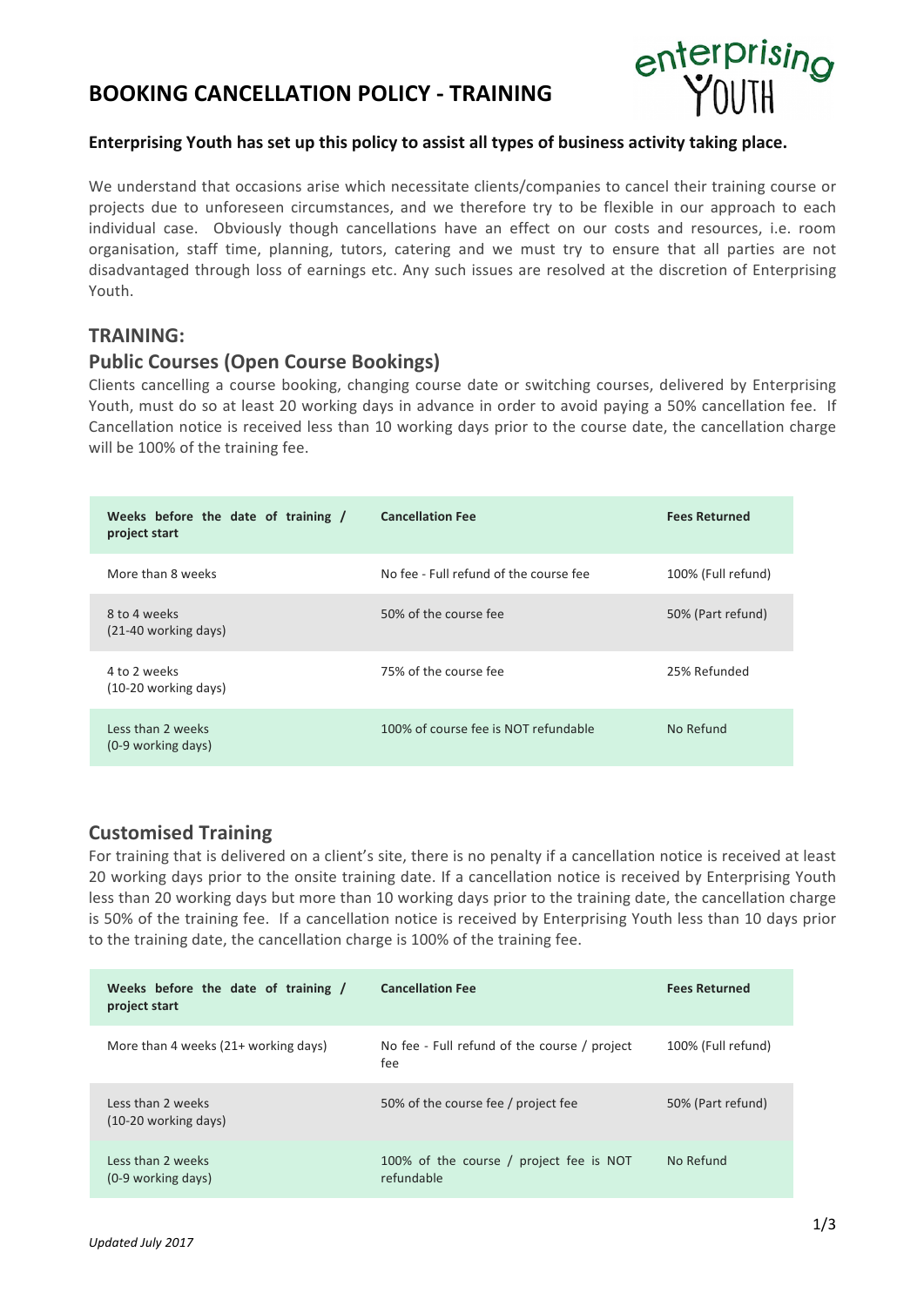# BOOKING CANCELLATION POLICY - TRAINING

**Enterprising Youth has set up this policy to assist all types of business activity taking place.**

We understand that occasions arise which necessitate clients/companies to cancel their training course or projects due to unforeseen circumstances, and we therefore try to be flexible in our approach to each individual case. Obviously though cancellations have an effect on our costs and resources, i.e. room organisation, staff time, planning, tutors, catering and we must try to ensure that all parties are not disadvantaged through loss of earnings etc. Any such issues are resolved at the discretion of Enterprising Youth.

## TRAINING:

### Public Courses (Open Course Bookings)

Clients cancelling a course booking, changing course date or switching courses, delivered by Enterprising Youth, must do so at least 20 working days in advance in order to avoid paying a 50% cancellation fee. If Cancellation notice is received less than 10 working days prior to the course date, the cancellation charge will be 100% of the training fee.

| Weeks before the date of training / project start | Cancellation Fee | Fees Returned |
|---|---|---|
| More than 8 weeks | No fee - Full refund of the course fee | 100% (Full refund) |
| 8 to 4 weeks (21-40 working days) | 50% of the course fee | 50% (Part refund) |
| 4 to 2 weeks (10-20 working days) | 75% of the course fee | 25% Refunded |
| Less than 2 weeks (0-9 working days) | 100% of course fee is NOT refundable | No Refund |

### Customised Training

For training that is delivered on a client's site, there is no penalty if a cancellation notice is received at least 20 working days prior to the onsite training date. If a cancellation notice is received by Enterprising Youth less than 20 working days but more than 10 working days prior to the training date, the cancellation charge is 50% of the training fee. If a cancellation notice is received by Enterprising Youth less than 10 days prior to the training date, the cancellation charge is 100% of the training fee.

| Weeks before the date of training / project start | Cancellation Fee | Fees Returned |
|---|---|---|
| More than 4 weeks (21+ working days) | No fee - Full refund of the course / project fee | 100% (Full refund) |
| Less than 2 weeks (10-20 working days) | 50% of the course fee / project fee | 50% (Part refund) |
| Less than 2 weeks (0-9 working days) | 100% of the course / project fee is NOT refundable | No Refund |

*Updated July 2017*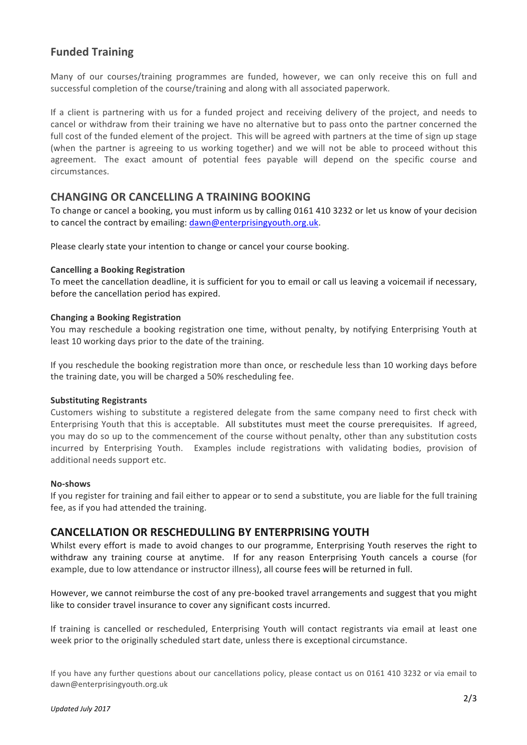## Funded Training

Many of our courses/training programmes are funded, however, we can only receive this on full and successful completion of the course/training and along with all associated paperwork.

If a client is partnering with us for a funded project and receiving delivery of the project, and needs to cancel or withdraw from their training we have no alternative but to pass onto the partner concerned the full cost of the funded element of the project. This will be agreed with partners at the time of sign up stage (when the partner is agreeing to us working together) and we will not be able to proceed without this agreement. The exact amount of potential fees payable will depend on the specific course and circumstances.

## CHANGING OR CANCELLING A TRAINING BOOKING

To change or cancel a booking, you must inform us by calling 0161 410 3232 or let us know of your decision to cancel the contract by emailing: dawn@enterprisingyouth.org.uk.

Please clearly state your intention to change or cancel your course booking.

**Cancelling a Booking Registration**

To meet the cancellation deadline, it is sufficient for you to email or call us leaving a voicemail if necessary, before the cancellation period has expired.

**Changing a Booking Registration**

You may reschedule a booking registration one time, without penalty, by notifying Enterprising Youth at least 10 working days prior to the date of the training.

If you reschedule the booking registration more than once, or reschedule less than 10 working days before the training date, you will be charged a 50% rescheduling fee.

**Substituting Registrants**

Customers wishing to substitute a registered delegate from the same company need to first check with Enterprising Youth that this is acceptable. All substitutes must meet the course prerequisites. If agreed, you may do so up to the commencement of the course without penalty, other than any substitution costs incurred by Enterprising Youth. Examples include registrations with validating bodies, provision of additional needs support etc.

**No-shows**

If you register for training and fail either to appear or to send a substitute, you are liable for the full training fee, as if you had attended the training.

## CANCELLATION OR RESCHEDULLING BY ENTERPRISING YOUTH

Whilst every effort is made to avoid changes to our programme, Enterprising Youth reserves the right to withdraw any training course at anytime. If for any reason Enterprising Youth cancels a course (for example, due to low attendance or instructor illness), all course fees will be returned in full.

However, we cannot reimburse the cost of any pre-booked travel arrangements and suggest that you might like to consider travel insurance to cover any significant costs incurred.

If training is cancelled or rescheduled, Enterprising Youth will contact registrants via email at least one week prior to the originally scheduled start date, unless there is exceptional circumstance.

If you have any further questions about our cancellations policy, please contact us on 0161 410 3232 or via email to dawn@enterprisingyouth.org.uk

*Updated July 2017*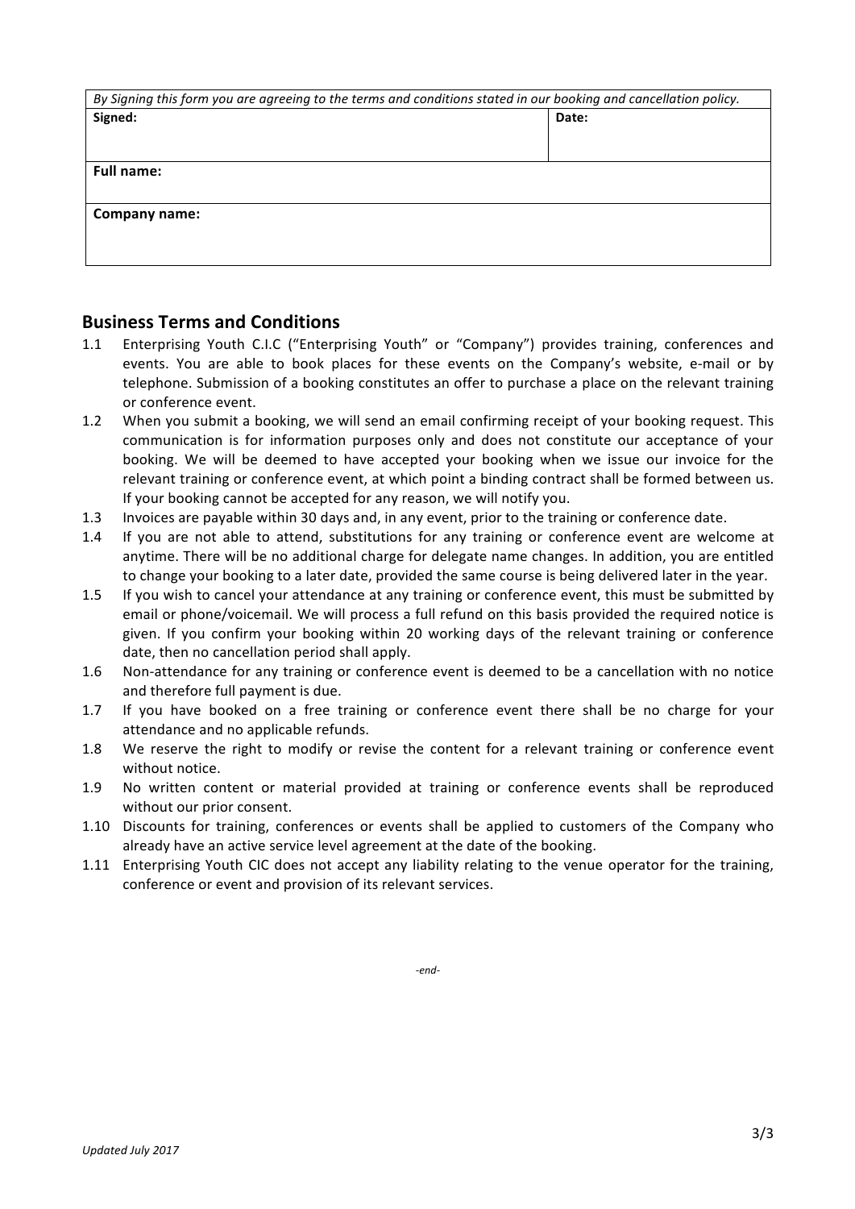| *By Signing this form you are agreeing to the terms and conditions stated in our booking and cancellation policy.* | |
| --- | --- |
| **Signed:** | **Date:** |
| **Full name:** | |
| **Company name:** | |

## Business Terms and Conditions

1.1 Enterprising Youth C.I.C ("Enterprising Youth" or "Company") provides training, conferences and events. You are able to book places for these events on the Company's website, e-mail or by telephone. Submission of a booking constitutes an offer to purchase a place on the relevant training or conference event.

1.2 When you submit a booking, we will send an email confirming receipt of your booking request. This communication is for information purposes only and does not constitute our acceptance of your booking. We will be deemed to have accepted your booking when we issue our invoice for the relevant training or conference event, at which point a binding contract shall be formed between us. If your booking cannot be accepted for any reason, we will notify you.

1.3 Invoices are payable within 30 days and, in any event, prior to the training or conference date.

1.4 If you are not able to attend, substitutions for any training or conference event are welcome at anytime. There will be no additional charge for delegate name changes. In addition, you are entitled to change your booking to a later date, provided the same course is being delivered later in the year.

1.5 If you wish to cancel your attendance at any training or conference event, this must be submitted by email or phone/voicemail. We will process a full refund on this basis provided the required notice is given. If you confirm your booking within 20 working days of the relevant training or conference date, then no cancellation period shall apply.

1.6 Non-attendance for any training or conference event is deemed to be a cancellation with no notice and therefore full payment is due.

1.7 If you have booked on a free training or conference event there shall be no charge for your attendance and no applicable refunds.

1.8 We reserve the right to modify or revise the content for a relevant training or conference event without notice.

1.9 No written content or material provided at training or conference events shall be reproduced without our prior consent.

1.10 Discounts for training, conferences or events shall be applied to customers of the Company who already have an active service level agreement at the date of the booking.

1.11 Enterprising Youth CIC does not accept any liability relating to the venue operator for the training, conference or event and provision of its relevant services.

*-end-*

*Updated July 2017*